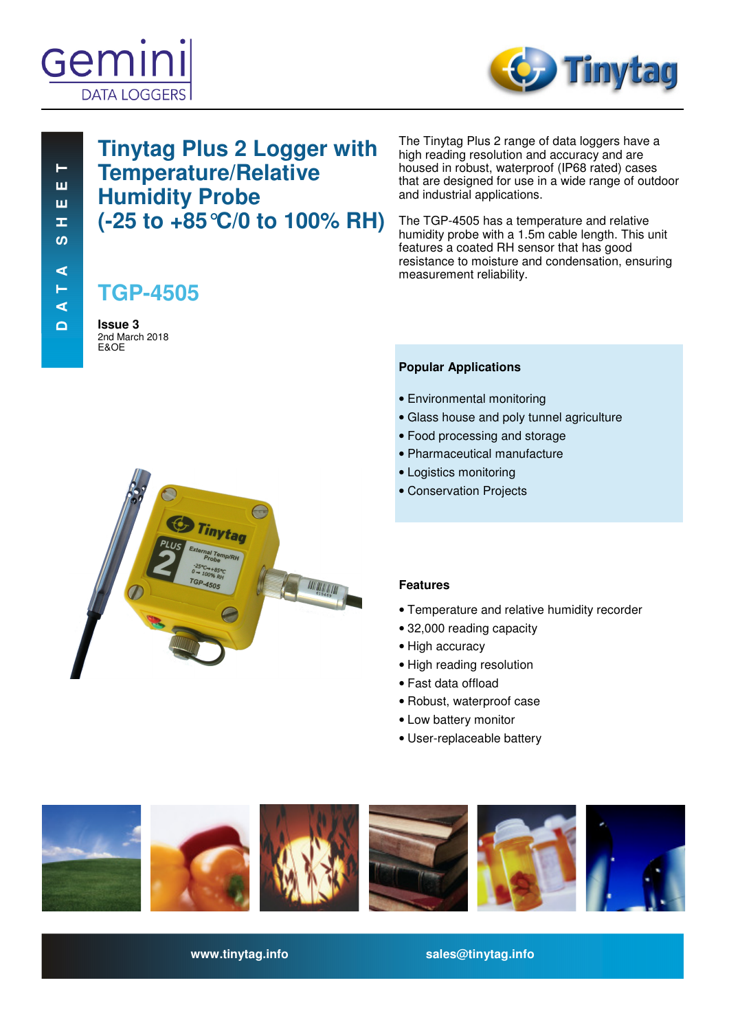# Tinytag Plus 2 Logger with Temperature/Relative Humidity Probe (-25 to +85°C/0 to 100% RH)

## TGP-4505

**Issue 3**
2nd March 2018
E&OE

The Tinytag Plus 2 range of data loggers have a high reading resolution and accuracy and are housed in robust, waterproof (IP68 rated) cases that are designed for use in a wide range of outdoor and industrial applications.

The TGP-4505 has a temperature and relative humidity probe with a 1.5m cable length. This unit features a coated RH sensor that has good resistance to moisture and condensation, ensuring measurement reliability.

### Popular Applications

- Environmental monitoring
- Glass house and poly tunnel agriculture
- Food processing and storage
- Pharmaceutical manufacture
- Logistics monitoring
- Conservation Projects

### Features

- Temperature and relative humidity recorder
- 32,000 reading capacity
- High accuracy
- High reading resolution
- Fast data offload
- Robust, waterproof case
- Low battery monitor
- User-replaceable battery

www.tinytag.info sales@tinytag.info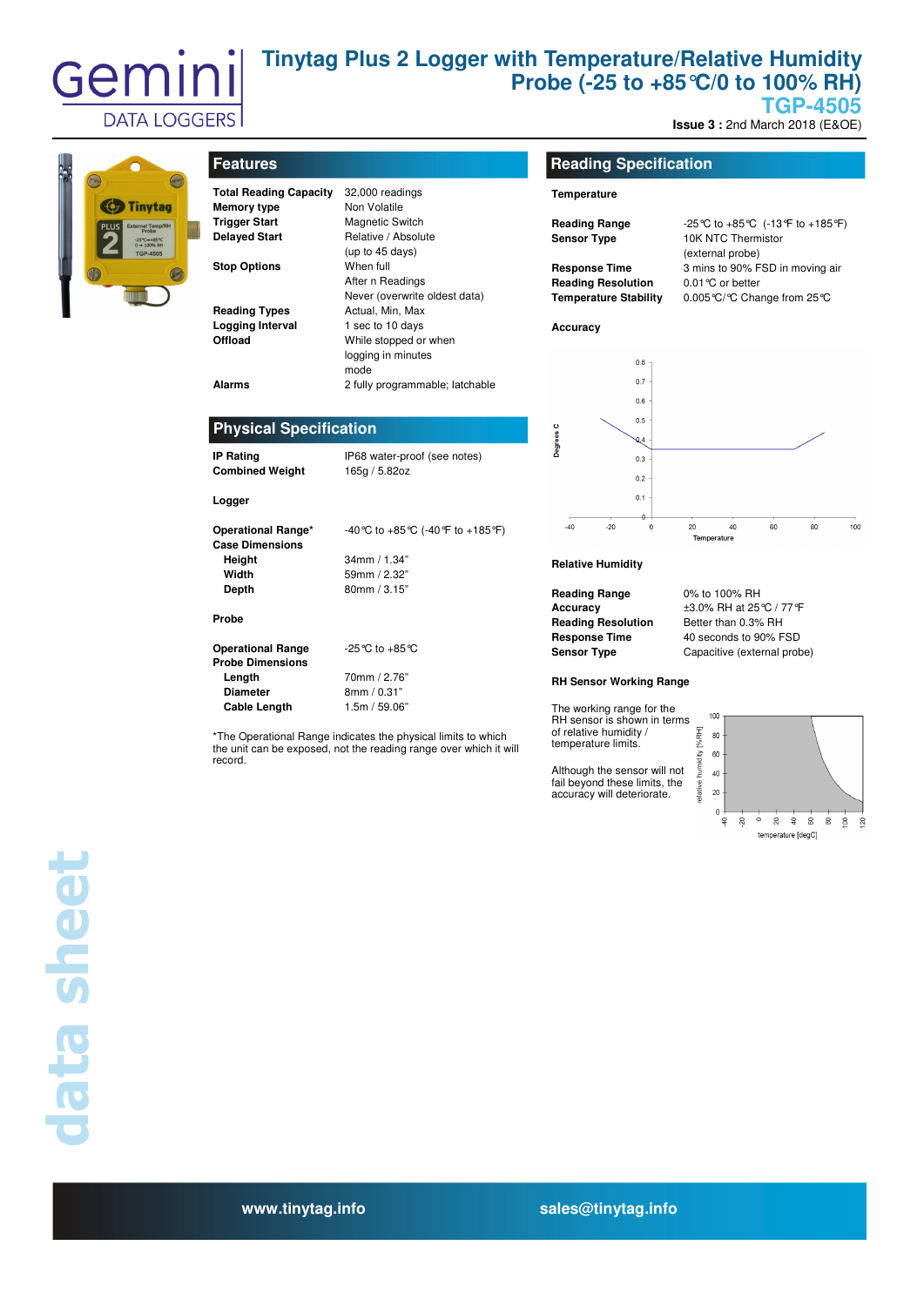# Tinytag Plus 2 Logger with Temperature/Relative Humidity Probe (-25 to +85°C/0 to 100% RH)

## TGP-4505

**Issue 3 :** 2nd March 2018 (E&OE)

## Features

| | |
|---|---|
| **Total Reading Capacity** | 32,000 readings |
| **Memory type** | Non Volatile |
| **Trigger Start** | Magnetic Switch |
| **Delayed Start** | Relative / Absolute (up to 45 days) |
| **Stop Options** | When full<br>After n Readings<br>Never (overwrite oldest data) |
| **Reading Types** | Actual, Min, Max |
| **Logging Interval** | 1 sec to 10 days |
| **Offload** | While stopped or when logging in minutes mode |
| **Alarms** | 2 fully programmable; latchable |

## Physical Specification

| | |
|---|---|
| **IP Rating** | IP68 water-proof (see notes) |
| **Combined Weight** | 165g / 5.82oz |

**Logger**

| | |
|---|---|
| **Operational Range*** | -40°C to +85°C (-40°F to +185°F) |
| **Case Dimensions** | |
| **Height** | 34mm / 1.34" |
| **Width** | 59mm / 2.32" |
| **Depth** | 80mm / 3.15" |

**Probe**

| | |
|---|---|
| **Operational Range** | -25°C to +85°C |
| **Probe Dimensions** | |
| **Length** | 70mm / 2.76" |
| **Diameter** | 8mm / 0.31" |
| **Cable Length** | 1.5m / 59.06" |

*The Operational Range indicates the physical limits to which the unit can be exposed, not the reading range over which it will record.

## Reading Specification

**Temperature**

| | |
|---|---|
| **Reading Range** | -25°C to +85°C (-13°F to +185°F) |
| **Sensor Type** | 10K NTC Thermistor (external probe) |
| **Response Time** | 3 mins to 90% FSD in moving air |
| **Reading Resolution** | 0.01°C or better |
| **Temperature Stability** | 0.005°C/°C Change from 25°C |

**Accuracy**

**Relative Humidity**

| | |
|---|---|
| **Reading Range** | 0% to 100% RH |
| **Accuracy** | ±3.0% RH at 25°C / 77°F |
| **Reading Resolution** | Better than 0.3% RH |
| **Response Time** | 40 seconds to 90% FSD |
| **Sensor Type** | Capacitive (external probe) |

**RH Sensor Working Range**

The working range for the RH sensor is shown in terms of relative humidity / temperature limits.

Although the sensor will not fail beyond these limits, the accuracy will deteriorate.

www.tinytag.info sales@tinytag.info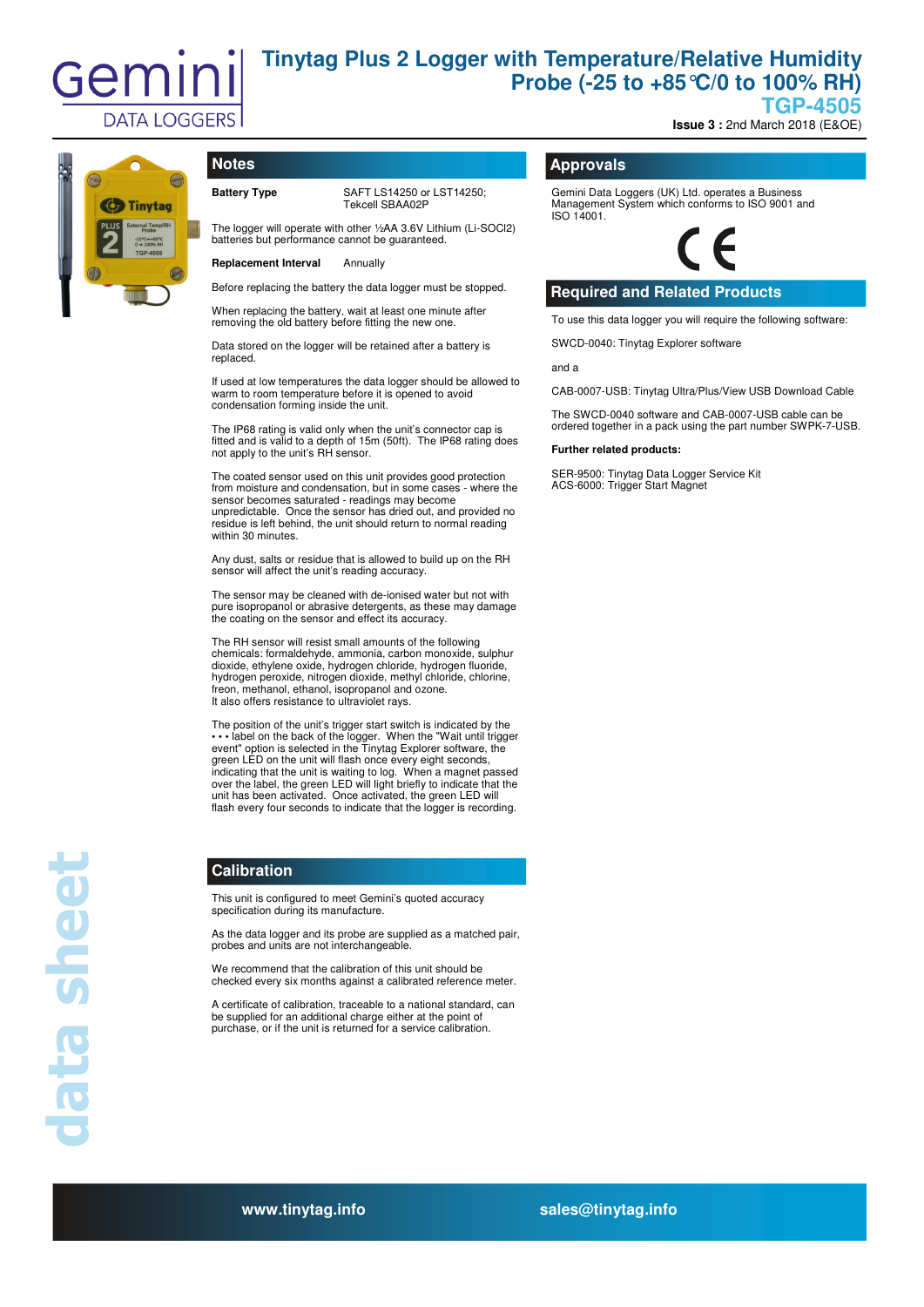# Tinytag Plus 2 Logger with Temperature/Relative Humidity Probe (-25 to +85℃/0 to 100% RH)

## TGP-4505

**Issue 3 :** 2nd March 2018 (E&OE)

## Notes

**Battery Type** SAFT LS14250 or LST14250; Tekcell SBAA02P

The logger will operate with other ½AA 3.6V Lithium (Li-SOCl2) batteries but performance cannot be guaranteed.

**Replacement Interval** Annually

Before replacing the battery the data logger must be stopped.

When replacing the battery, wait at least one minute after removing the old battery before fitting the new one.

Data stored on the logger will be retained after a battery is replaced.

If used at low temperatures the data logger should be allowed to warm to room temperature before it is opened to avoid condensation forming inside the unit.

The IP68 rating is valid only when the unit's connector cap is fitted and is valid to a depth of 15m (50ft). The IP68 rating does not apply to the unit's RH sensor.

The coated sensor used on this unit provides good protection from moisture and condensation, but in some cases - where the sensor becomes saturated - readings may become unpredictable. Once the sensor has dried out, and provided no residue is left behind, the unit should return to normal reading within 30 minutes.

Any dust, salts or residue that is allowed to build up on the RH sensor will affect the unit's reading accuracy.

The sensor may be cleaned with de-ionised water but not with pure isopropanol or abrasive detergents, as these may damage the coating on the sensor and effect its accuracy.

The RH sensor will resist small amounts of the following chemicals: formaldehyde, ammonia, carbon monoxide, sulphur dioxide, ethylene oxide, hydrogen chloride, hydrogen fluoride, hydrogen peroxide, nitrogen dioxide, methyl chloride, chlorine, freon, methanol, ethanol, isopropanol and ozone.
It also offers resistance to ultraviolet rays.

The position of the unit's trigger start switch is indicated by the • • • label on the back of the logger. When the "Wait until trigger event" option is selected in the Tinytag Explorer software, the green LED on the unit will flash once every eight seconds, indicating that the unit is waiting to log. When a magnet passed over the label, the green LED will light briefly to indicate that the unit has been activated. Once activated, the green LED will flash every four seconds to indicate that the logger is recording.

## Calibration

This unit is configured to meet Gemini's quoted accuracy specification during its manufacture.

As the data logger and its probe are supplied as a matched pair, probes and units are not interchangeable.

We recommend that the calibration of this unit should be checked every six months against a calibrated reference meter.

A certificate of calibration, traceable to a national standard, can be supplied for an additional charge either at the point of purchase, or if the unit is returned for a service calibration.

## Approvals

Gemini Data Loggers (UK) Ltd. operates a Business Management System which conforms to ISO 9001 and ISO 14001.

CE

## Required and Related Products

To use this data logger you will require the following software:

SWCD-0040: Tinytag Explorer software

and a

CAB-0007-USB: Tinytag Ultra/Plus/View USB Download Cable

The SWCD-0040 software and CAB-0007-USB cable can be ordered together in a pack using the part number SWPK-7-USB.

**Further related products:**

SER-9500: Tinytag Data Logger Service Kit
ACS-6000: Trigger Start Magnet

www.tinytag.info sales@tinytag.info